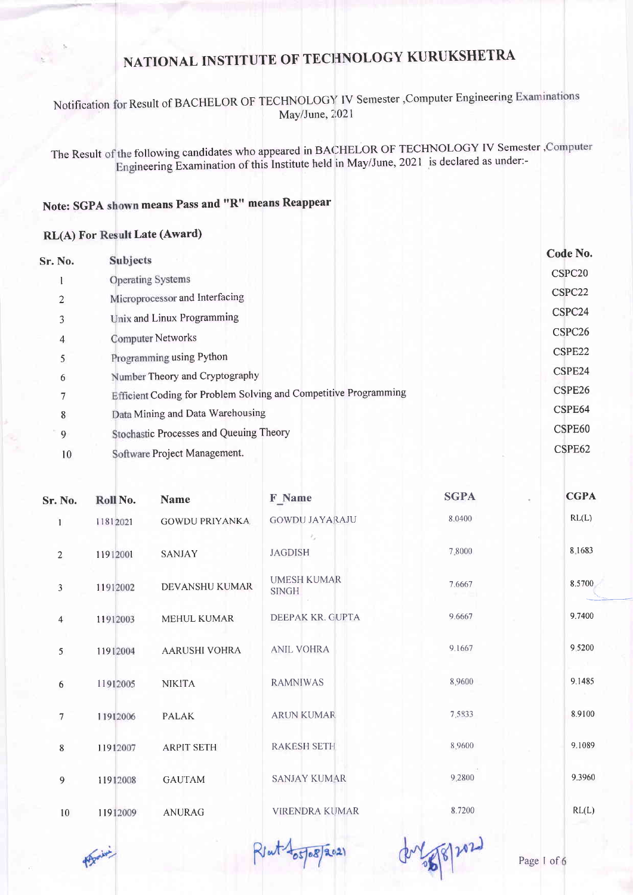# NATIONAL INSTITUTE OF TECHNOLOGY KURUKSHETRA

Notification for Result of BACHELOR OF TECHNOLOGY IV Semester ,Computer Engineering Examinations May/June, 2021

The Result of the following candidates who appeared in BACHELOR OF TECHNOLOGY IV Semester ,Computer Engineering Examination of this Institute held in May/June, 2021 is declared as under:-

**Note: SGPA shown means Pass and "R" means Reappear**

**RL(A) For Result Late (Award)**

| Sr. No. | Subjects | Code No. |
|---|---|---|
| 1 | Operating Systems | CSPC20 |
| 2 | Microprocessor and Interfacing | CSPC22 |
| 3 | Unix and Linux Programming | CSPC24 |
| 4 | Computer Networks | CSPC26 |
| 5 | Programming using Python | CSPE22 |
| 6 | Number Theory and Cryptography | CSPE24 |
| 7 | Efficient Coding for Problem Solving and Competitive Programming | CSPE26 |
| 8 | Data Mining and Data Warehousing | CSPE64 |
| 9 | Stochastic Processes and Queuing Theory | CSPE60 |
| 10 | Software Project Management. | CSPE62 |

| Sr. No. | Roll No. | Name | F_Name | SGPA | CGPA |
|---|---|---|---|---|---|
| 1 | 11812021 | GOWDU PRIYANKA | GOWDU JAYARAJU | 8.0400 | RL(L) |
| 2 | 11912001 | SANJAY | JAGDISH | 7.8000 | 8.1683 |
| 3 | 11912002 | DEVANSHU KUMAR | UMESH KUMAR SINGH | 7.6667 | 8.5700 |
| 4 | 11912003 | MEHUL KUMAR | DEEPAK KR. GUPTA | 9.6667 | 9.7400 |
| 5 | 11912004 | AARUSHI VOHRA | ANIL VOHRA | 9.1667 | 9.5200 |
| 6 | 11912005 | NIKITA | RAMNIWAS | 8.9600 | 9.1485 |
| 7 | 11912006 | PALAK | ARUN KUMAR | 7.5833 | 8.9100 |
| 8 | 11912007 | ARPIT SETH | RAKESH SETH | 8.9600 | 9.1089 |
| 9 | 11912008 | GAUTAM | SANJAY KUMAR | 9.2800 | 9.3960 |
| 10 | 11912009 | ANURAG | VIRENDRA KUMAR | 8.7200 | RL(L) |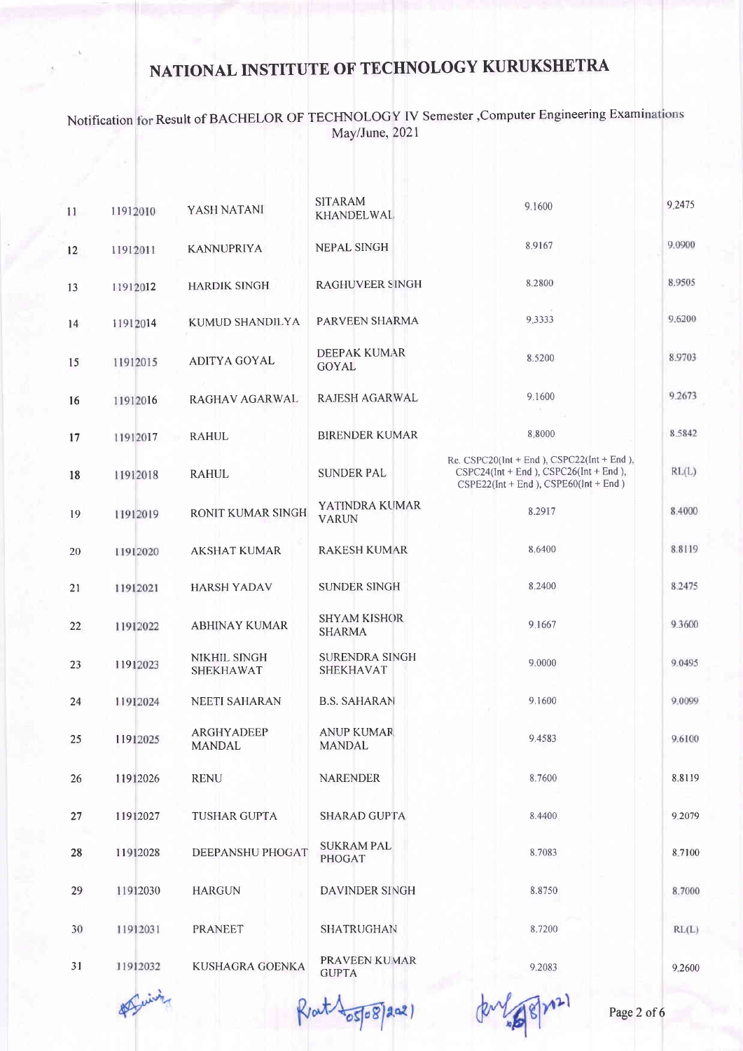# NATIONAL INSTITUTE OF TECHNOLOGY KURUKSHETRA

Notification for Result of BACHELOR OF TECHNOLOGY IV Semester ,Computer Engineering Examinations May/June, 2021

| | | | | | |
|---|---|---|---|---|---|
| 11 | 11912010 | YASH NATANI | SITARAM KHANDELWAL | 9.1600 | 9.2475 |
| 12 | 11912011 | KANNUPRIYA | NEPAL SINGH | 8.9167 | 9.0900 |
| 13 | 11912012 | HARDIK SINGH | RAGHUVEER SINGH | 8.2800 | 8.9505 |
| 14 | 11912014 | KUMUD SHANDILYA | PARVEEN SHARMA | 9.3333 | 9.6200 |
| 15 | 11912015 | ADITYA GOYAL | DEEPAK KUMAR GOYAL | 8.5200 | 8.9703 |
| 16 | 11912016 | RAGHAV AGARWAL | RAJESH AGARWAL | 9.1600 | 9.2673 |
| 17 | 11912017 | RAHUL | BIRENDER KUMAR | 8.8000 | 8.5842 |
| 18 | 11912018 | RAHUL | SUNDER PAL | Re. CSPC20(Int + End ), CSPC22(Int + End ), CSPC24(Int + End ), CSPC26(Int + End ), CSPE22(Int + End ), CSPE60(Int + End ) | RL(L) |
| 19 | 11912019 | RONIT KUMAR SINGH | YATINDRA KUMAR VARUN | 8.2917 | 8.4000 |
| 20 | 11912020 | AKSHAT KUMAR | RAKESH KUMAR | 8.6400 | 8.8119 |
| 21 | 11912021 | HARSH YADAV | SUNDER SINGH | 8.2400 | 8.2475 |
| 22 | 11912022 | ABHINAY KUMAR | SHYAM KISHOR SHARMA | 9.1667 | 9.3600 |
| 23 | 11912023 | NIKHIL SINGH SHEKHAWAT | SURENDRA SINGH SHEKHAVAT | 9.0000 | 9.0495 |
| 24 | 11912024 | NEETI SAHARAN | B.S. SAHARAN | 9.1600 | 9.0099 |
| 25 | 11912025 | ARGHYADEEP MANDAL | ANUP KUMAR MANDAL | 9.4583 | 9.6100 |
| 26 | 11912026 | RENU | NARENDER | 8.7600 | 8.8119 |
| 27 | 11912027 | TUSHAR GUPTA | SHARAD GUPTA | 8.4400 | 9.2079 |
| 28 | 11912028 | DEEPANSHU PHOGAT | SUKRAM PAL PHOGAT | 8.7083 | 8.7100 |
| 29 | 11912030 | HARGUN | DAVINDER SINGH | 8.8750 | 8.7000 |
| 30 | 11912031 | PRANEET | SHATRUGHAN | 8.7200 | RL(L) |
| 31 | 11912032 | KUSHAGRA GOENKA | PRAVEEN KUMAR GUPTA | 9.2083 | 9.2600 |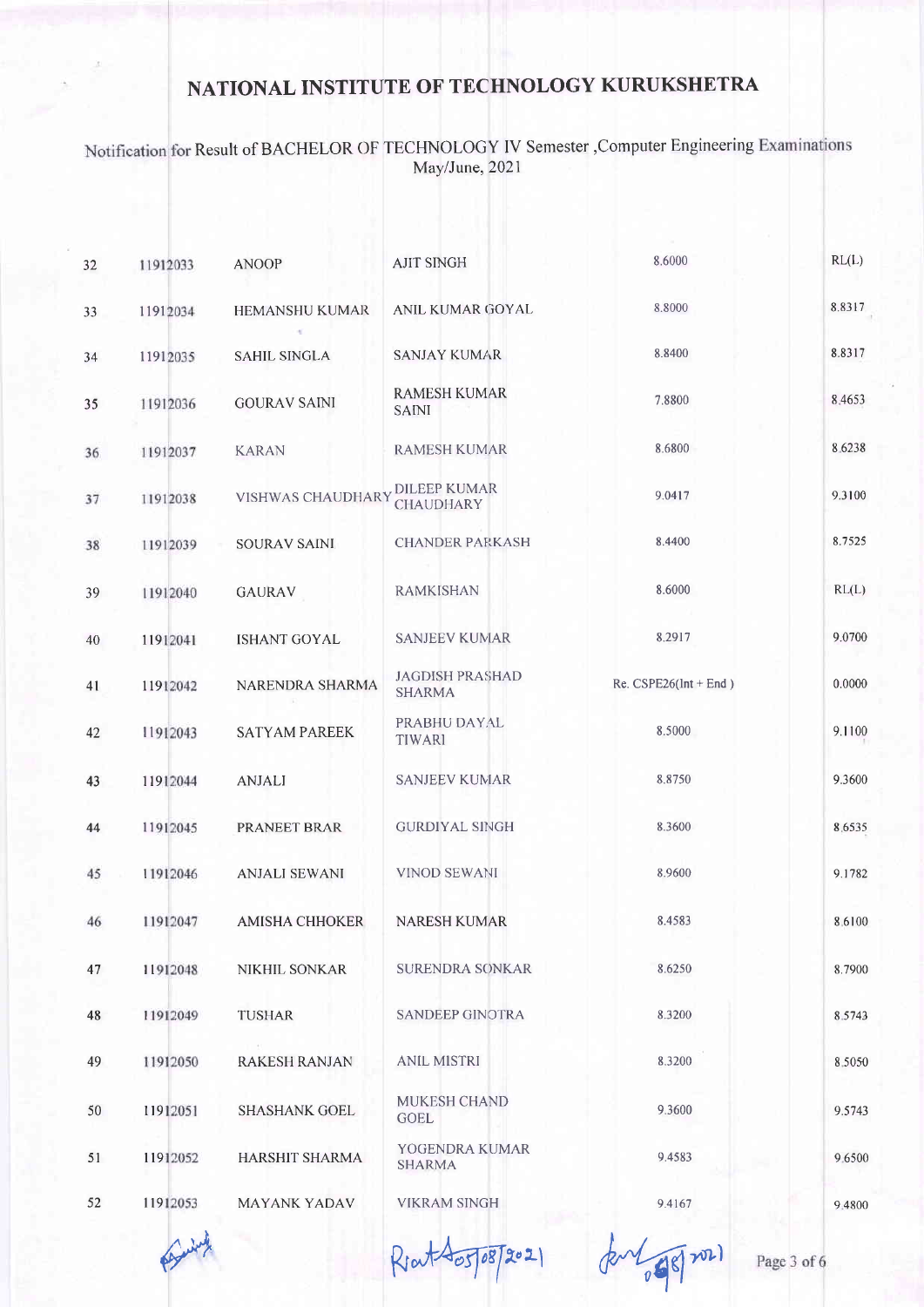# NATIONAL INSTITUTE OF TECHNOLOGY KURUKSHETRA

Notification for Result of BACHELOR OF TECHNOLOGY IV Semester ,Computer Engineering Examinations May/June, 2021

| | | | | | |
|---|---|---|---|---|---|
| 32 | 11912033 | ANOOP | AJIT SINGH | 8.6000 | RL(L) |
| 33 | 11912034 | HEMANSHU KUMAR | ANIL KUMAR GOYAL | 8.8000 | 8.8317 |
| 34 | 11912035 | SAHIL SINGLA | SANJAY KUMAR | 8.8400 | 8.8317 |
| 35 | 11912036 | GOURAV SAINI | RAMESH KUMAR SAINI | 7.8800 | 8.4653 |
| 36 | 11912037 | KARAN | RAMESH KUMAR | 8.6800 | 8.6238 |
| 37 | 11912038 | VISHWAS CHAUDHARY | DILEEP KUMAR CHAUDHARY | 9.0417 | 9.3100 |
| 38 | 11912039 | SOURAV SAINI | CHANDER PARKASH | 8.4400 | 8.7525 |
| 39 | 11912040 | GAURAV | RAMKISHAN | 8.6000 | RL(L) |
| 40 | 11912041 | ISHANT GOYAL | SANJEEV KUMAR | 8.2917 | 9.0700 |
| 41 | 11912042 | NARENDRA SHARMA | JAGDISH PRASHAD SHARMA | Re. CSPE26(Int + End ) | 0.0000 |
| 42 | 11912043 | SATYAM PAREEK | PRABHU DAYAL TIWARI | 8.5000 | 9.1100 |
| 43 | 11912044 | ANJALI | SANJEEV KUMAR | 8.8750 | 9.3600 |
| 44 | 11912045 | PRANEET BRAR | GURDIYAL SINGH | 8.3600 | 8.6535 |
| 45 | 11912046 | ANJALI SEWANI | VINOD SEWANI | 8.9600 | 9.1782 |
| 46 | 11912047 | AMISHA CHHOKER | NARESH KUMAR | 8.4583 | 8.6100 |
| 47 | 11912048 | NIKHIL SONKAR | SURENDRA SONKAR | 8.6250 | 8.7900 |
| 48 | 11912049 | TUSHAR | SANDEEP GINOTRA | 8.3200 | 8.5743 |
| 49 | 11912050 | RAKESH RANJAN | ANIL MISTRI | 8.3200 | 8.5050 |
| 50 | 11912051 | SHASHANK GOEL | MUKESH CHAND GOEL | 9.3600 | 9.5743 |
| 51 | 11912052 | HARSHIT SHARMA | YOGENDRA KUMAR SHARMA | 9.4583 | 9.6500 |
| 52 | 11912053 | MAYANK YADAV | VIKRAM SINGH | 9.4167 | 9.4800 |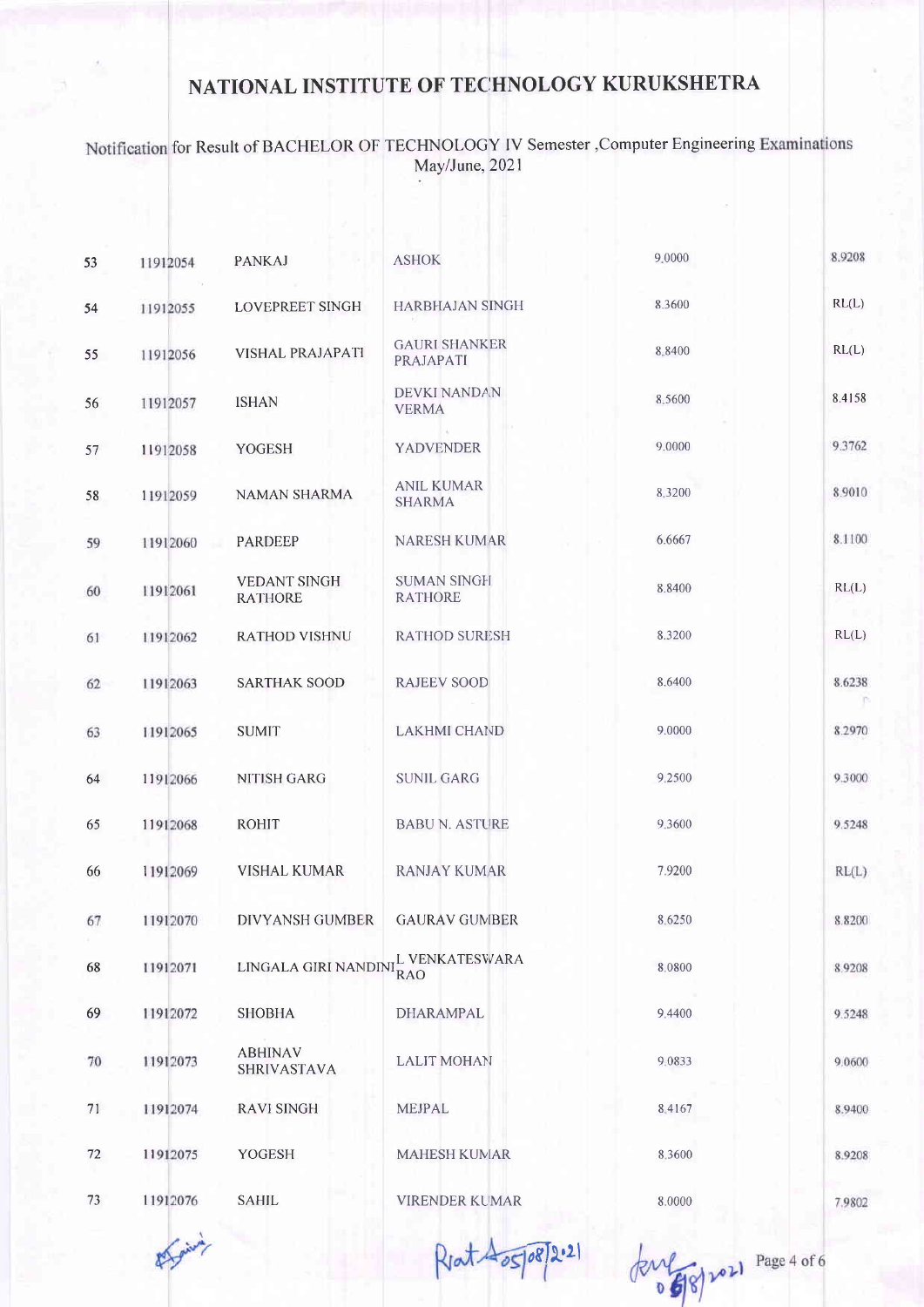# NATIONAL INSTITUTE OF TECHNOLOGY KURUKSHETRA

Notification for Result of BACHELOR OF TECHNOLOGY IV Semester ,Computer Engineering Examinations May/June, 2021

| | | | | | |
|---|---|---|---|---|---|
| 53 | 11912054 | PANKAJ | ASHOK | 9.0000 | 8.9208 |
| 54 | 11912055 | LOVEPREET SINGH | HARBHAJAN SINGH | 8.3600 | RL(L) |
| 55 | 11912056 | VISHAL PRAJAPATI | GAURI SHANKER PRAJAPATI | 8.8400 | RL(L) |
| 56 | 11912057 | ISHAN | DEVKI NANDAN VERMA | 8.5600 | 8.4158 |
| 57 | 11912058 | YOGESH | YADVENDER | 9.0000 | 9.3762 |
| 58 | 11912059 | NAMAN SHARMA | ANIL KUMAR SHARMA | 8.3200 | 8.9010 |
| 59 | 11912060 | PARDEEP | NARESH KUMAR | 6.6667 | 8.1100 |
| 60 | 11912061 | VEDANT SINGH RATHORE | SUMAN SINGH RATHORE | 8.8400 | RL(L) |
| 61 | 11912062 | RATHOD VISHNU | RATHOD SURESH | 8.3200 | RL(L) |
| 62 | 11912063 | SARTHAK SOOD | RAJEEV SOOD | 8.6400 | 8.6238 |
| 63 | 11912065 | SUMIT | LAKHMI CHAND | 9.0000 | 8.2970 |
| 64 | 11912066 | NITISH GARG | SUNIL GARG | 9.2500 | 9.3000 |
| 65 | 11912068 | ROHIT | BABU N. ASTURE | 9.3600 | 9.5248 |
| 66 | 11912069 | VISHAL KUMAR | RANJAY KUMAR | 7.9200 | RL(L) |
| 67 | 11912070 | DIVYANSH GUMBER | GAURAV GUMBER | 8.6250 | 8.8200 |
| 68 | 11912071 | LINGALA GIRI NANDINI | L VENKATESWARA RAO | 8.0800 | 8.9208 |
| 69 | 11912072 | SHOBHA | DHARAMPAL | 9.4400 | 9.5248 |
| 70 | 11912073 | ABHINAV SHRIVASTAVA | LALIT MOHAN | 9.0833 | 9.0600 |
| 71 | 11912074 | RAVI SINGH | MEJPAL | 8.4167 | 8.9400 |
| 72 | 11912075 | YOGESH | MAHESH KUMAR | 8.3600 | 8.9208 |
| 73 | 11912076 | SAHIL | VIRENDER KUMAR | 8.0000 | 7.9802 |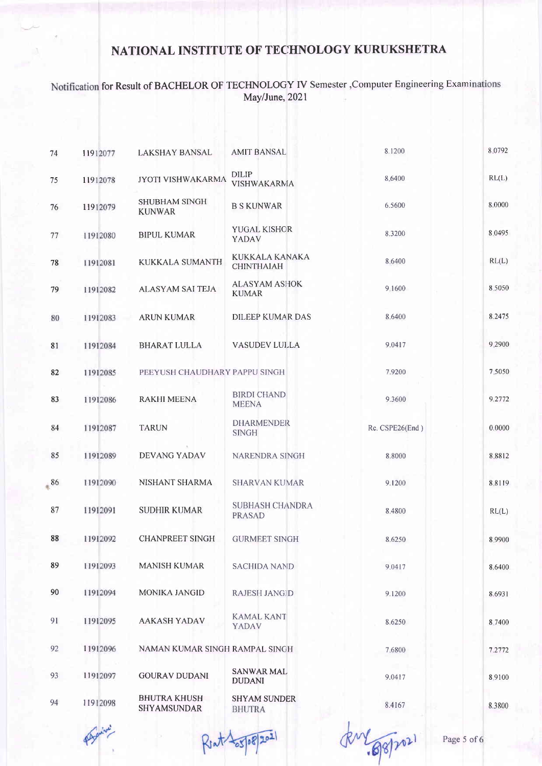# NATIONAL INSTITUTE OF TECHNOLOGY KURUKSHETRA

Notification for Result of BACHELOR OF TECHNOLOGY IV Semester ,Computer Engineering Examinations May/June, 2021

| | | | | | |
|---|---|---|---|---|---|
| 74 | 11912077 | LAKSHAY BANSAL | AMIT BANSAL | 8.1200 | 8.0792 |
| 75 | 11912078 | JYOTI VISHWAKARMA | DILIP VISHWAKARMA | 8.6400 | RL(L) |
| 76 | 11912079 | SHUBHAM SINGH KUNWAR | B S KUNWAR | 6.5600 | 8.0000 |
| 77 | 11912080 | BIPUL KUMAR | YUGAL KISHOR YADAV | 8.3200 | 8.0495 |
| 78 | 11912081 | KUKKALA SUMANTH | KUKKALA KANAKA CHINTHAIAH | 8.6400 | RL(L) |
| 79 | 11912082 | ALASYAM SAI TEJA | ALASYAM ASHOK KUMAR | 9.1600 | 8.5050 |
| 80 | 11912083 | ARUN KUMAR | DILEEP KUMAR DAS | 8.6400 | 8.2475 |
| 81 | 11912084 | BHARAT LULLA | VASUDEV LULLA | 9.0417 | 9.2900 |
| 82 | 11912085 | PEEYUSH CHAUDHARY | PAPPU SINGH | 7.9200 | 7.5050 |
| 83 | 11912086 | RAKHI MEENA | BIRDI CHAND MEENA | 9.3600 | 9.2772 |
| 84 | 11912087 | TARUN | DHARMENDER SINGH | Re. CSPE26(End ) | 0.0000 |
| 85 | 11912089 | DEVANG YADAV | NARENDRA SINGH | 8.8000 | 8.8812 |
| 86 | 11912090 | NISHANT SHARMA | SHARVAN KUMAR | 9.1200 | 8.8119 |
| 87 | 11912091 | SUDHIR KUMAR | SUBHASH CHANDRA PRASAD | 8.4800 | RL(L) |
| 88 | 11912092 | CHANPREET SINGH | GURMEET SINGH | 8.6250 | 8.9900 |
| 89 | 11912093 | MANISH KUMAR | SACHIDA NAND | 9.0417 | 8.6400 |
| 90 | 11912094 | MONIKA JANGID | RAJESH JANGID | 9.1200 | 8.6931 |
| 91 | 11912095 | AAKASH YADAV | KAMAL KANT YADAV | 8.6250 | 8.7400 |
| 92 | 11912096 | NAMAN KUMAR SINGH | RAMPAL SINGH | 7.6800 | 7.2772 |
| 93 | 11912097 | GOURAV DUDANI | SANWAR MAL DUDANI | 9.0417 | 8.9100 |
| 94 | 11912098 | BHUTRA KHUSH SHYAMSUNDER | SHYAM SUNDER BHUTRA | 8.4167 | 8.3800 |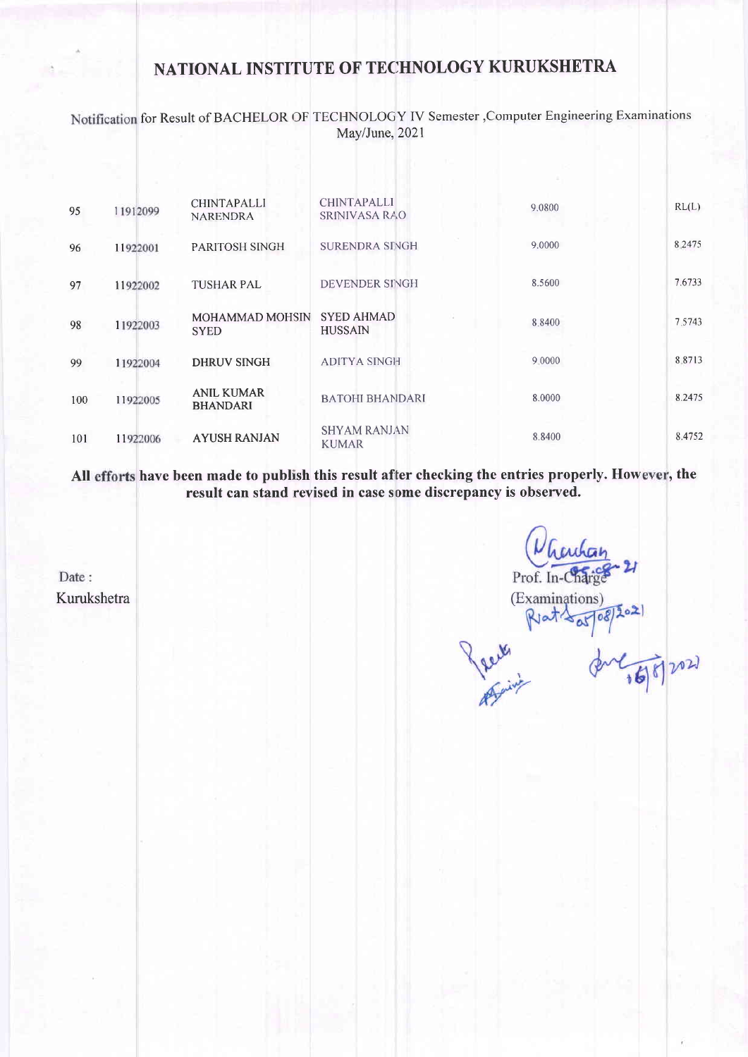# NATIONAL INSTITUTE OF TECHNOLOGY KURUKSHETRA

Notification for Result of BACHELOR OF TECHNOLOGY IV Semester ,Computer Engineering Examinations May/June, 2021

| | | | | | |
|---|---|---|---|---|---|
| 95 | 11912099 | CHINTAPALLI NARENDRA | CHINTAPALLI SRINIVASA RAO | 9.0800 | RL(L) |
| 96 | 11922001 | PARITOSH SINGH | SURENDRA SINGH | 9.0000 | 8.2475 |
| 97 | 11922002 | TUSHAR PAL | DEVENDER SINGH | 8.5600 | 7.6733 |
| 98 | 11922003 | MOHAMMAD MOHSIN SYED | SYED AHMAD HUSSAIN | 8.8400 | 7.5743 |
| 99 | 11922004 | DHRUV SINGH | ADITYA SINGH | 9.0000 | 8.8713 |
| 100 | 11922005 | ANIL KUMAR BHANDARI | BATOHI BHANDARI | 8.0000 | 8.2475 |
| 101 | 11922006 | AYUSH RANJAN | SHYAM RANJAN KUMAR | 8.8400 | 8.4752 |

**All efforts have been made to publish this result after checking the entries properly. However, the result can stand revised in case some discrepancy is observed.**

Date :
Kurukshetra

Prof. In-Charge
(Examinations)